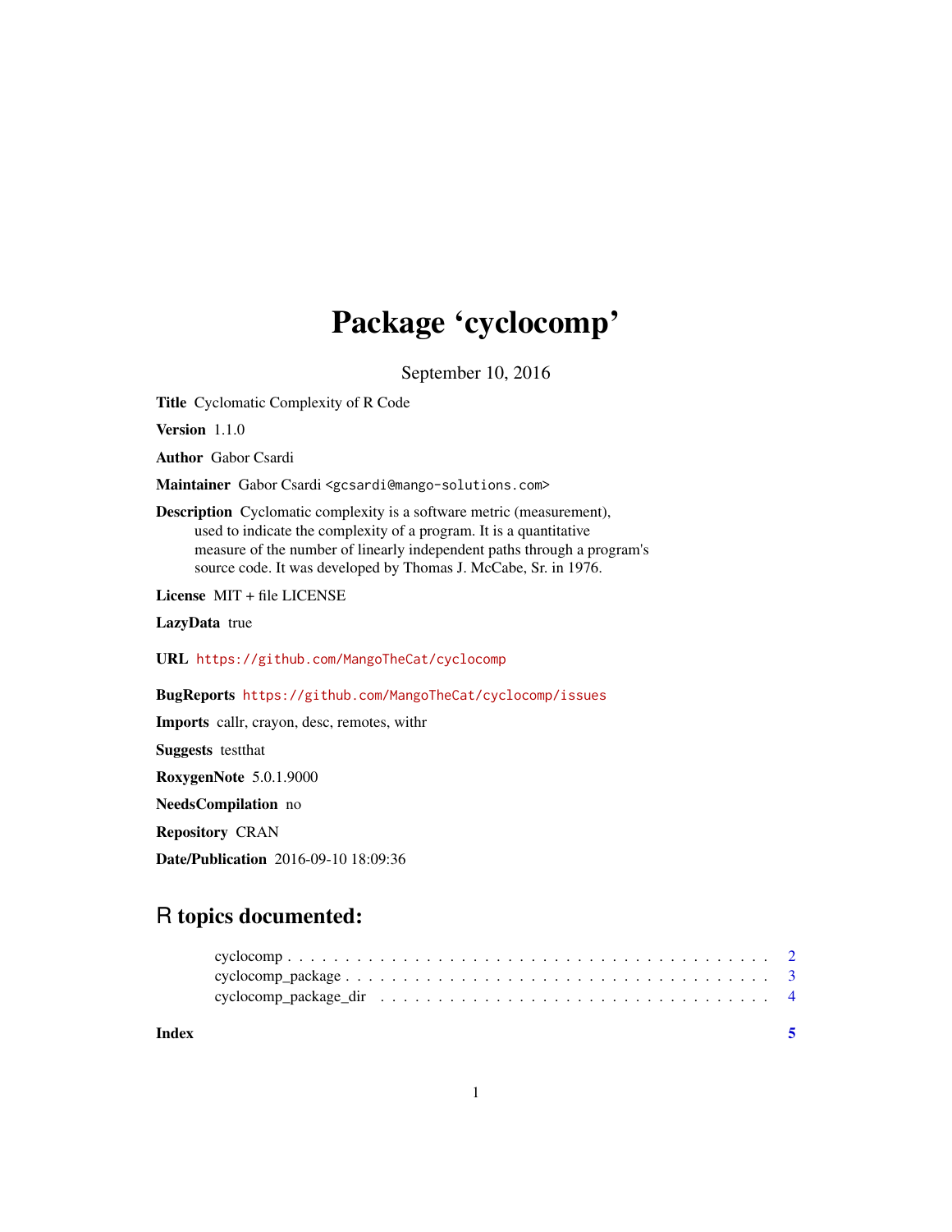# Package 'cyclocomp'

September 10, 2016

**Title** Cyclomatic Complexity of R Code

**Version** 1.1.0

**Author** Gabor Csardi

**Maintainer** Gabor Csardi <gcsardi@mango-solutions.com>

**Description** Cyclomatic complexity is a software metric (measurement), used to indicate the complexity of a program. It is a quantitative measure of the number of linearly independent paths through a program's source code. It was developed by Thomas J. McCabe, Sr. in 1976.

**License** MIT + file LICENSE

**LazyData** true

**URL** https://github.com/MangoTheCat/cyclocomp

**BugReports** https://github.com/MangoTheCat/cyclocomp/issues

**Imports** callr, crayon, desc, remotes, withr

**Suggests** testthat

**RoxygenNote** 5.0.1.9000

**NeedsCompilation** no

**Repository** CRAN

**Date/Publication** 2016-09-10 18:09:36

## R topics documented:

| | |
|---|---|
| cyclocomp | 2 |
| cyclocomp_package | 3 |
| cyclocomp_package_dir | 4 |
| **Index** | **5** |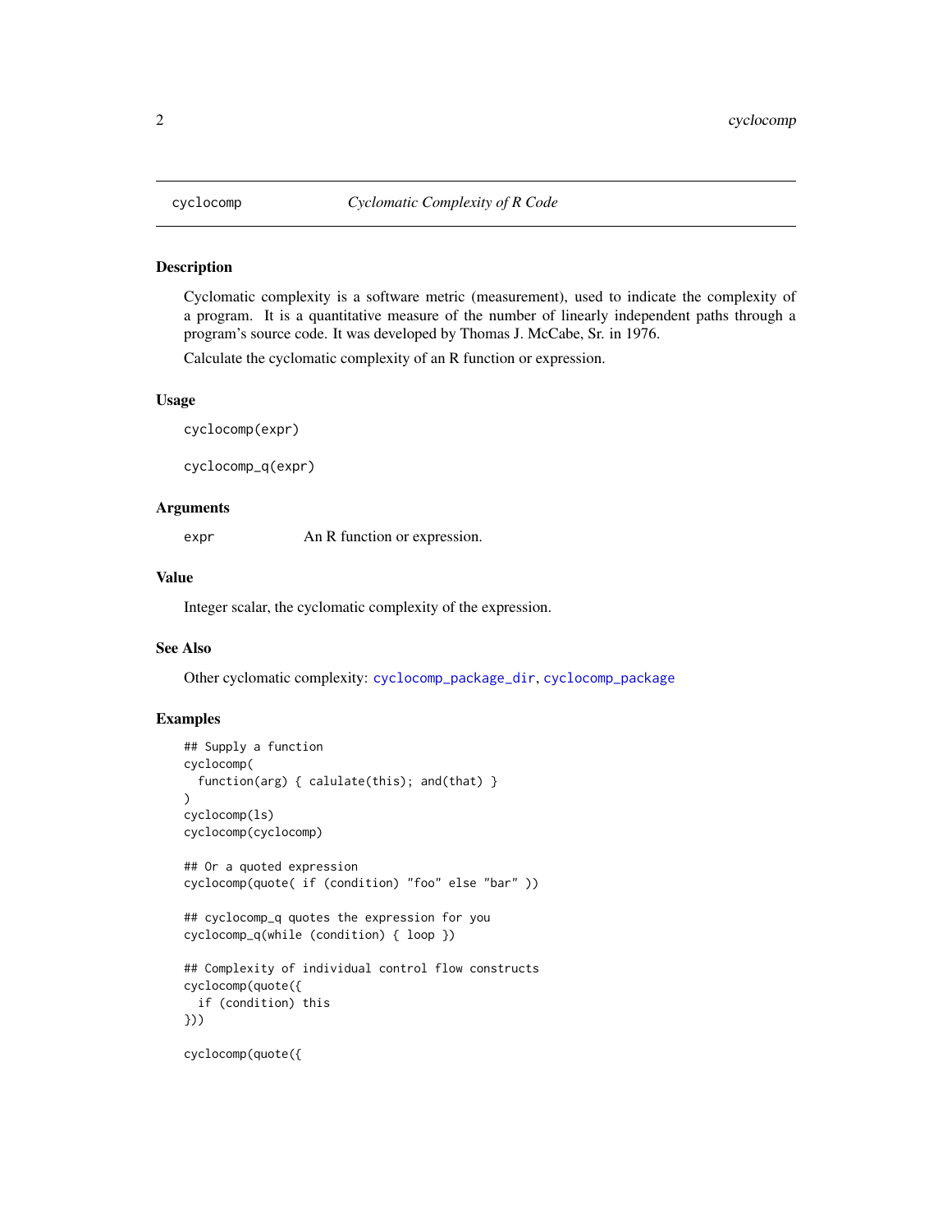## cyclocomp — *Cyclomatic Complexity of R Code*

### Description

Cyclomatic complexity is a software metric (measurement), used to indicate the complexity of a program. It is a quantitative measure of the number of linearly independent paths through a program's source code. It was developed by Thomas J. McCabe, Sr. in 1976.

Calculate the cyclomatic complexity of an R function or expression.

### Usage

```
cyclocomp(expr)

cyclocomp_q(expr)
```

### Arguments

| | |
|---|---|
| expr | An R function or expression. |

### Value

Integer scalar, the cyclomatic complexity of the expression.

### See Also

Other cyclomatic complexity: `cyclocomp_package_dir`, `cyclocomp_package`

### Examples

```
## Supply a function
cyclocomp(
  function(arg) { calulate(this); and(that) }
)
cyclocomp(ls)
cyclocomp(cyclocomp)

## Or a quoted expression
cyclocomp(quote( if (condition) "foo" else "bar" ))

## cyclocomp_q quotes the expression for you
cyclocomp_q(while (condition) { loop })

## Complexity of individual control flow constructs
cyclocomp(quote({
  if (condition) this
}))

cyclocomp(quote({
```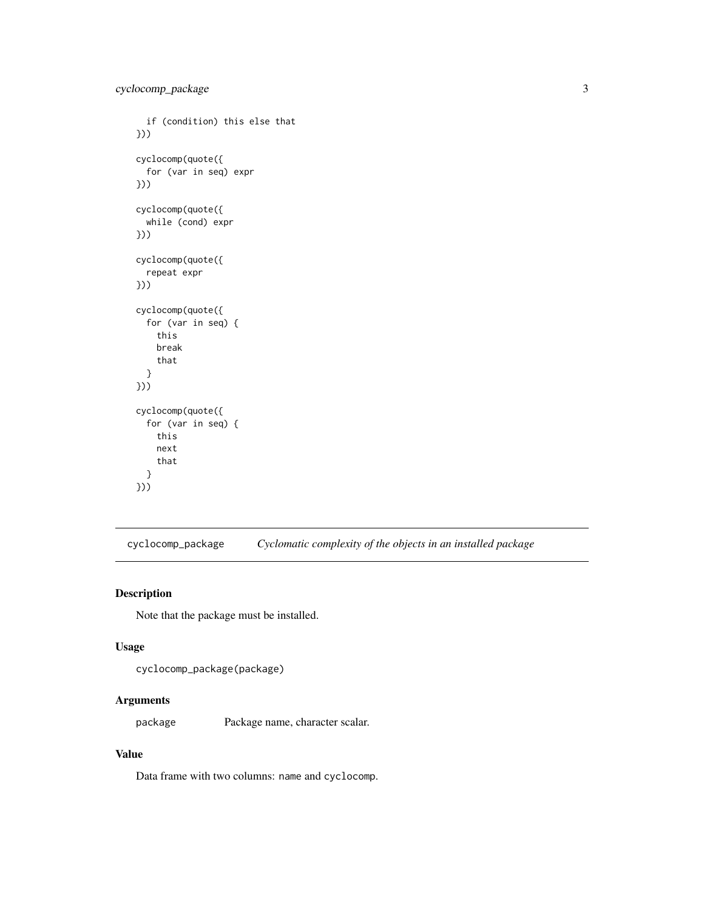```
  if (condition) this else that
}))

cyclocomp(quote({
  for (var in seq) expr
}))

cyclocomp(quote({
  while (cond) expr
}))

cyclocomp(quote({
  repeat expr
}))

cyclocomp(quote({
  for (var in seq) {
    this
    break
    that
  }
}))

cyclocomp(quote({
  for (var in seq) {
    this
    next
    that
  }
}))
```

## cyclocomp_package — *Cyclomatic complexity of the objects in an installed package*

### Description

Note that the package must be installed.

### Usage

```
cyclocomp_package(package)
```

### Arguments

| | |
|---|---|
| package | Package name, character scalar. |

### Value

Data frame with two columns: `name` and `cyclocomp`.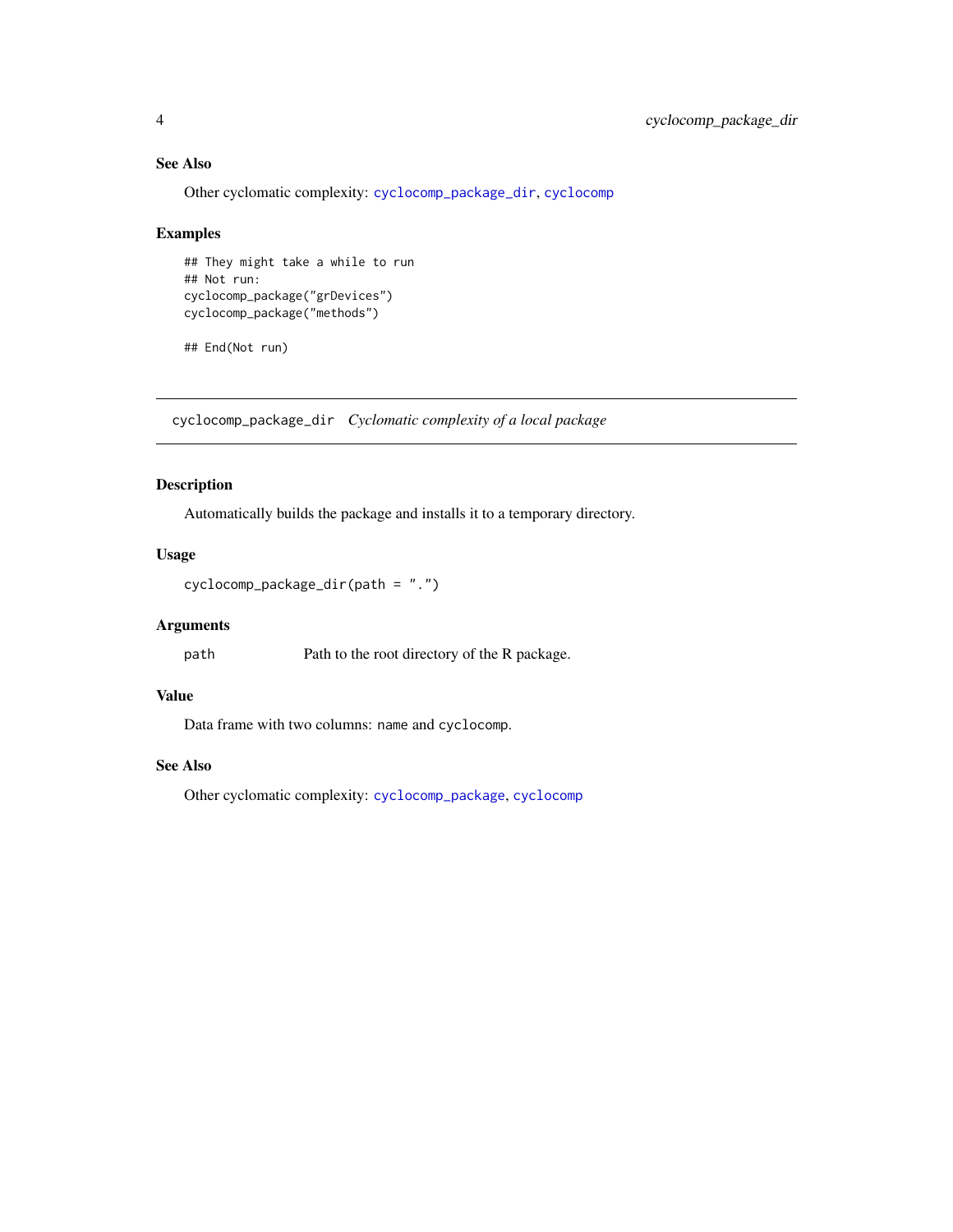### See Also

Other cyclomatic complexity: `cyclocomp_package_dir`, `cyclocomp`

### Examples

```
## They might take a while to run
## Not run:
cyclocomp_package("grDevices")
cyclocomp_package("methods")

## End(Not run)
```

---

## cyclocomp_package_dir *Cyclomatic complexity of a local package*

---

### Description

Automatically builds the package and installs it to a temporary directory.

### Usage

```
cyclocomp_package_dir(path = ".")
```

### Arguments

| | |
|---|---|
| path | Path to the root directory of the R package. |

### Value

Data frame with two columns: `name` and `cyclocomp`.

### See Also

Other cyclomatic complexity: `cyclocomp_package`, `cyclocomp`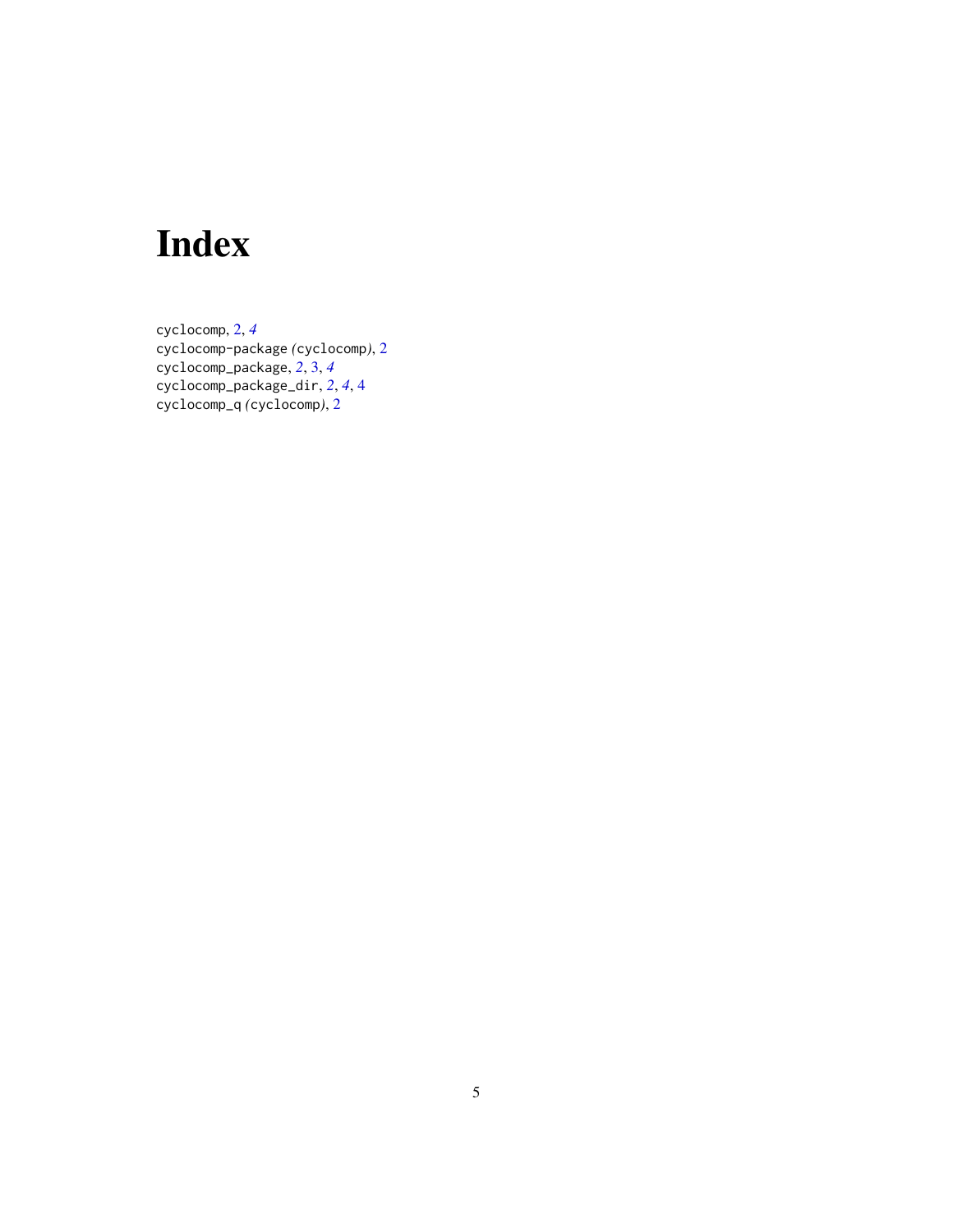# Index

cyclocomp, 2, *4*
cyclocomp-package *(*cyclocomp*)*, 2
cyclocomp_package, *2*, 3, *4*
cyclocomp_package_dir, *2*, *4*, 4
cyclocomp_q *(*cyclocomp*)*, 2